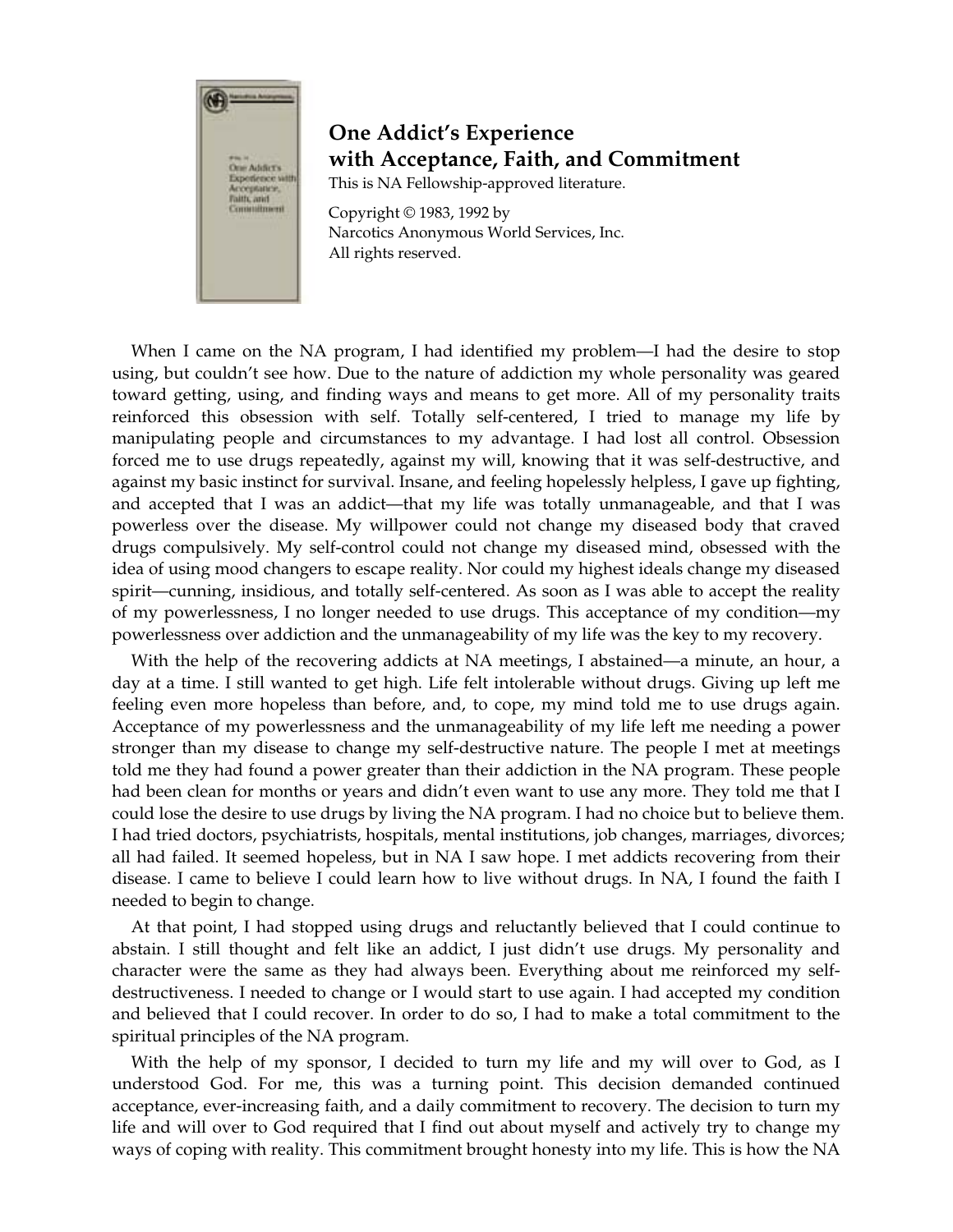## One Addict's Experience with Acceptance, Faith, and Commitment

This is NA Fellowship-approved literature.

Copyright © 1983, 1992 by
Narcotics Anonymous World Services, Inc.
All rights reserved.

When I came on the NA program, I had identified my problem—I had the desire to stop using, but couldn't see how. Due to the nature of addiction my whole personality was geared toward getting, using, and finding ways and means to get more. All of my personality traits reinforced this obsession with self. Totally self-centered, I tried to manage my life by manipulating people and circumstances to my advantage. I had lost all control. Obsession forced me to use drugs repeatedly, against my will, knowing that it was self-destructive, and against my basic instinct for survival. Insane, and feeling hopelessly helpless, I gave up fighting, and accepted that I was an addict—that my life was totally unmanageable, and that I was powerless over the disease. My willpower could not change my diseased body that craved drugs compulsively. My self-control could not change my diseased mind, obsessed with the idea of using mood changers to escape reality. Nor could my highest ideals change my diseased spirit—cunning, insidious, and totally self-centered. As soon as I was able to accept the reality of my powerlessness, I no longer needed to use drugs. This acceptance of my condition—my powerlessness over addiction and the unmanageability of my life was the key to my recovery.

With the help of the recovering addicts at NA meetings, I abstained—a minute, an hour, a day at a time. I still wanted to get high. Life felt intolerable without drugs. Giving up left me feeling even more hopeless than before, and, to cope, my mind told me to use drugs again. Acceptance of my powerlessness and the unmanageability of my life left me needing a power stronger than my disease to change my self-destructive nature. The people I met at meetings told me they had found a power greater than their addiction in the NA program. These people had been clean for months or years and didn't even want to use any more. They told me that I could lose the desire to use drugs by living the NA program. I had no choice but to believe them. I had tried doctors, psychiatrists, hospitals, mental institutions, job changes, marriages, divorces; all had failed. It seemed hopeless, but in NA I saw hope. I met addicts recovering from their disease. I came to believe I could learn how to live without drugs. In NA, I found the faith I needed to begin to change.

At that point, I had stopped using drugs and reluctantly believed that I could continue to abstain. I still thought and felt like an addict, I just didn't use drugs. My personality and character were the same as they had always been. Everything about me reinforced my self-destructiveness. I needed to change or I would start to use again. I had accepted my condition and believed that I could recover. In order to do so, I had to make a total commitment to the spiritual principles of the NA program.

With the help of my sponsor, I decided to turn my life and my will over to God, as I understood God. For me, this was a turning point. This decision demanded continued acceptance, ever-increasing faith, and a daily commitment to recovery. The decision to turn my life and will over to God required that I find out about myself and actively try to change my ways of coping with reality. This commitment brought honesty into my life. This is how the NA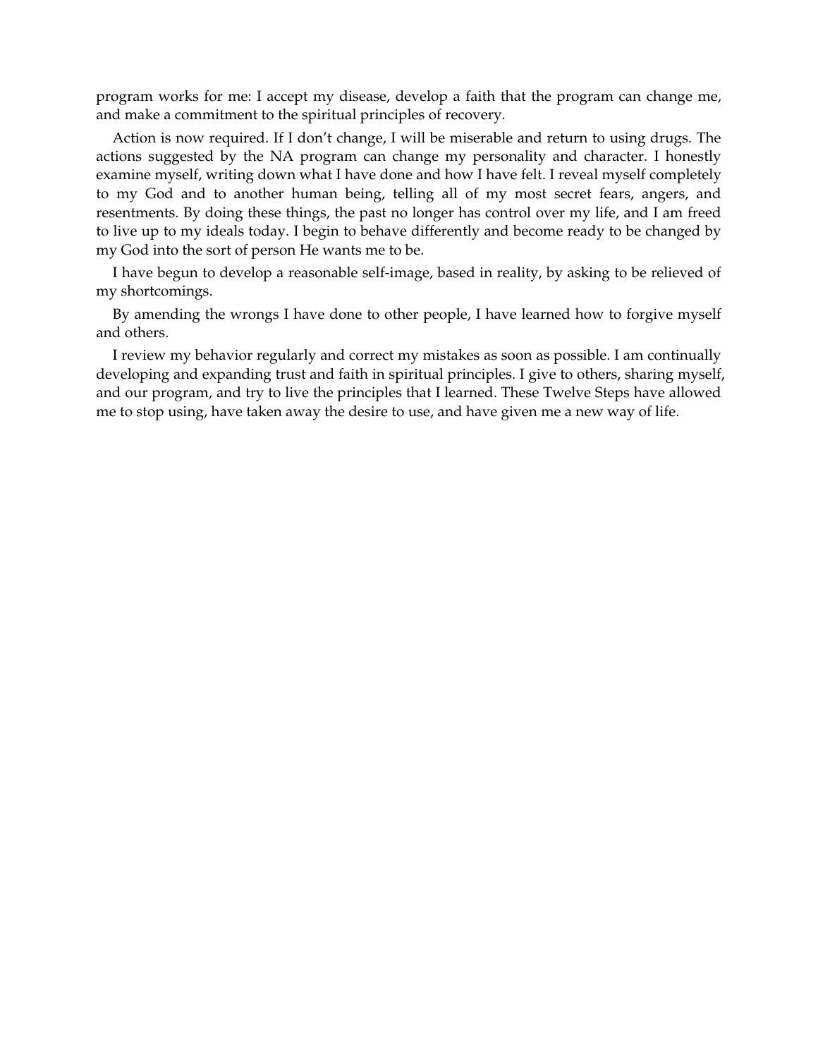program works for me: I accept my disease, develop a faith that the program can change me, and make a commitment to the spiritual principles of recovery.

Action is now required. If I don't change, I will be miserable and return to using drugs. The actions suggested by the NA program can change my personality and character. I honestly examine myself, writing down what I have done and how I have felt. I reveal myself completely to my God and to another human being, telling all of my most secret fears, angers, and resentments. By doing these things, the past no longer has control over my life, and I am freed to live up to my ideals today. I begin to behave differently and become ready to be changed by my God into the sort of person He wants me to be.

I have begun to develop a reasonable self-image, based in reality, by asking to be relieved of my shortcomings.

By amending the wrongs I have done to other people, I have learned how to forgive myself and others.

I review my behavior regularly and correct my mistakes as soon as possible. I am continually developing and expanding trust and faith in spiritual principles. I give to others, sharing myself, and our program, and try to live the principles that I learned. These Twelve Steps have allowed me to stop using, have taken away the desire to use, and have given me a new way of life.